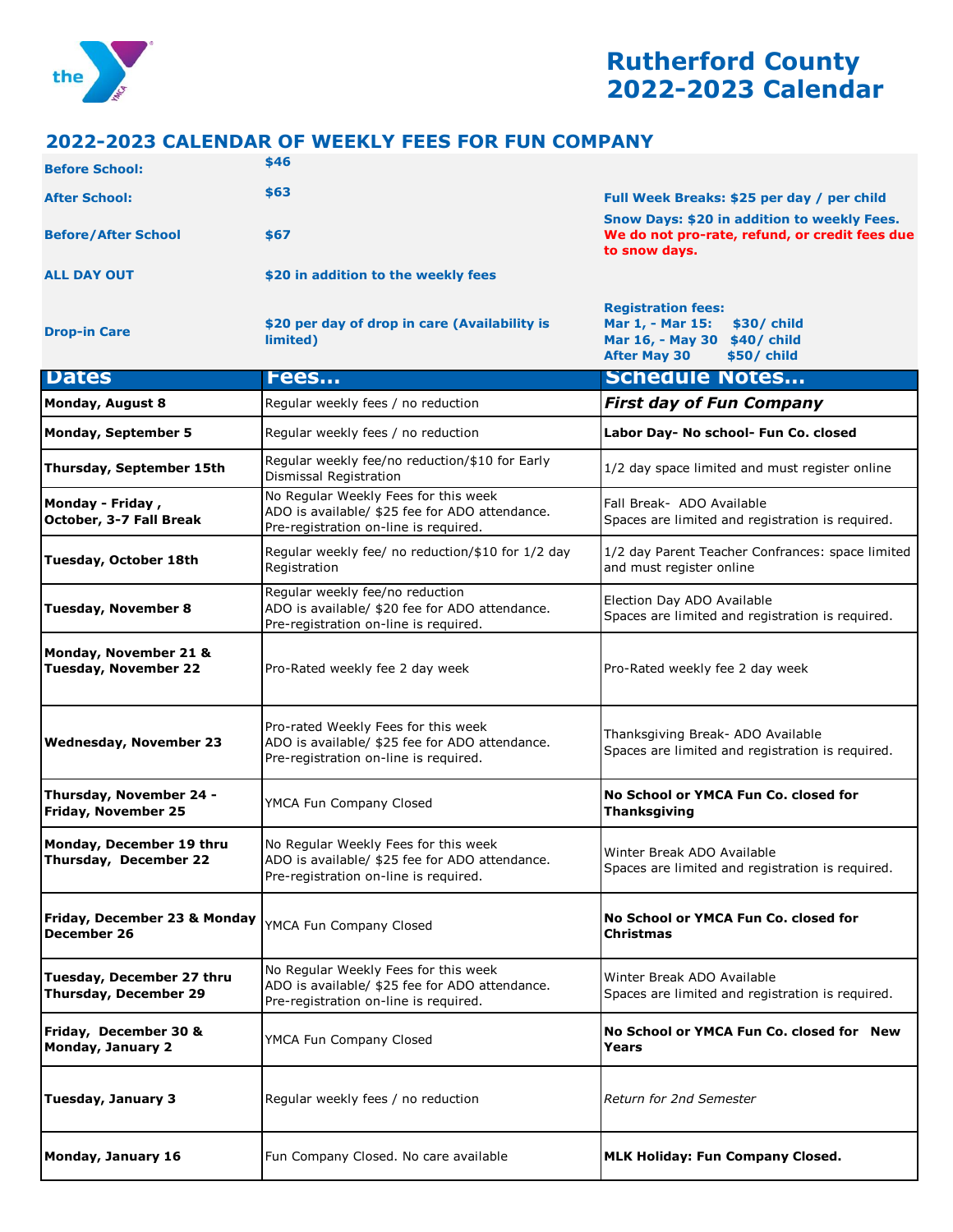# Rutherford County 2022-2023 Calendar

## 2022-2023 CALENDAR OF WEEKLY FEES FOR FUN COMPANY

| | | |
|---|---|---|
| **Before School:** | **$46** | |
| **After School:** | **$63** | **Full Week Breaks: $25 per day / per child** |
| **Before/After School** | **$67** | **Snow Days: $20 in addition to weekly Fees. We do not pro-rate, refund, or credit fees due to snow days.** |
| **ALL DAY OUT** | **$20 in addition to the weekly fees** | |
| **Drop-in Care** | **$20 per day of drop in care (Availability is limited)** | **Registration fees:**<br>**Mar 1, - Mar 15: $30/ child**<br>**Mar 16, - May 30 $40/ child**<br>**After May 30 $50/ child** |

| Dates | Fees... | Schedule Notes... |
|---|---|---|
| **Monday, August 8** | Regular weekly fees / no reduction | ***First day of Fun Company*** |
| **Monday, September 5** | Regular weekly fees / no reduction | **Labor Day- No school- Fun Co. closed** |
| **Thursday, September 15th** | Regular weekly fee/no reduction/$10 for Early Dismissal Registration | 1/2 day space limited and must register online |
| **Monday - Friday , October, 3-7 Fall Break** | No Regular Weekly Fees for this week<br>ADO is available/ $25 fee for ADO attendance.<br>Pre-registration on-line is required. | Fall Break- ADO Available<br>Spaces are limited and registration is required. |
| **Tuesday, October 18th** | Regular weekly fee/ no reduction/$10 for 1/2 day Registration | 1/2 day Parent Teacher Confrances: space limited and must register online |
| **Tuesday, November 8** | Regular weekly fee/no reduction<br>ADO is available/ $20 fee for ADO attendance.<br>Pre-registration on-line is required. | Election Day ADO Available<br>Spaces are limited and registration is required. |
| **Monday, November 21 & Tuesday, November 22** | Pro-Rated weekly fee 2 day week | Pro-Rated weekly fee 2 day week |
| **Wednesday, November 23** | Pro-rated Weekly Fees for this week<br>ADO is available/ $25 fee for ADO attendance.<br>Pre-registration on-line is required. | Thanksgiving Break- ADO Available<br>Spaces are limited and registration is required. |
| **Thursday, November 24 - Friday, November 25** | YMCA Fun Company Closed | **No School or YMCA Fun Co. closed for Thanksgiving** |
| **Monday, December 19 thru Thursday, December 22** | No Regular Weekly Fees for this week<br>ADO is available/ $25 fee for ADO attendance.<br>Pre-registration on-line is required. | Winter Break ADO Available<br>Spaces are limited and registration is required. |
| **Friday, December 23 & Monday December 26** | YMCA Fun Company Closed | **No School or YMCA Fun Co. closed for Christmas** |
| **Tuesday, December 27 thru Thursday, December 29** | No Regular Weekly Fees for this week<br>ADO is available/ $25 fee for ADO attendance.<br>Pre-registration on-line is required. | Winter Break ADO Available<br>Spaces are limited and registration is required. |
| **Friday, December 30 & Monday, January 2** | YMCA Fun Company Closed | **No School or YMCA Fun Co. closed for New Years** |
| **Tuesday, January 3** | Regular weekly fees / no reduction | *Return for 2nd Semester* |
| **Monday, January 16** | Fun Company Closed. No care available | **MLK Holiday: Fun Company Closed.** |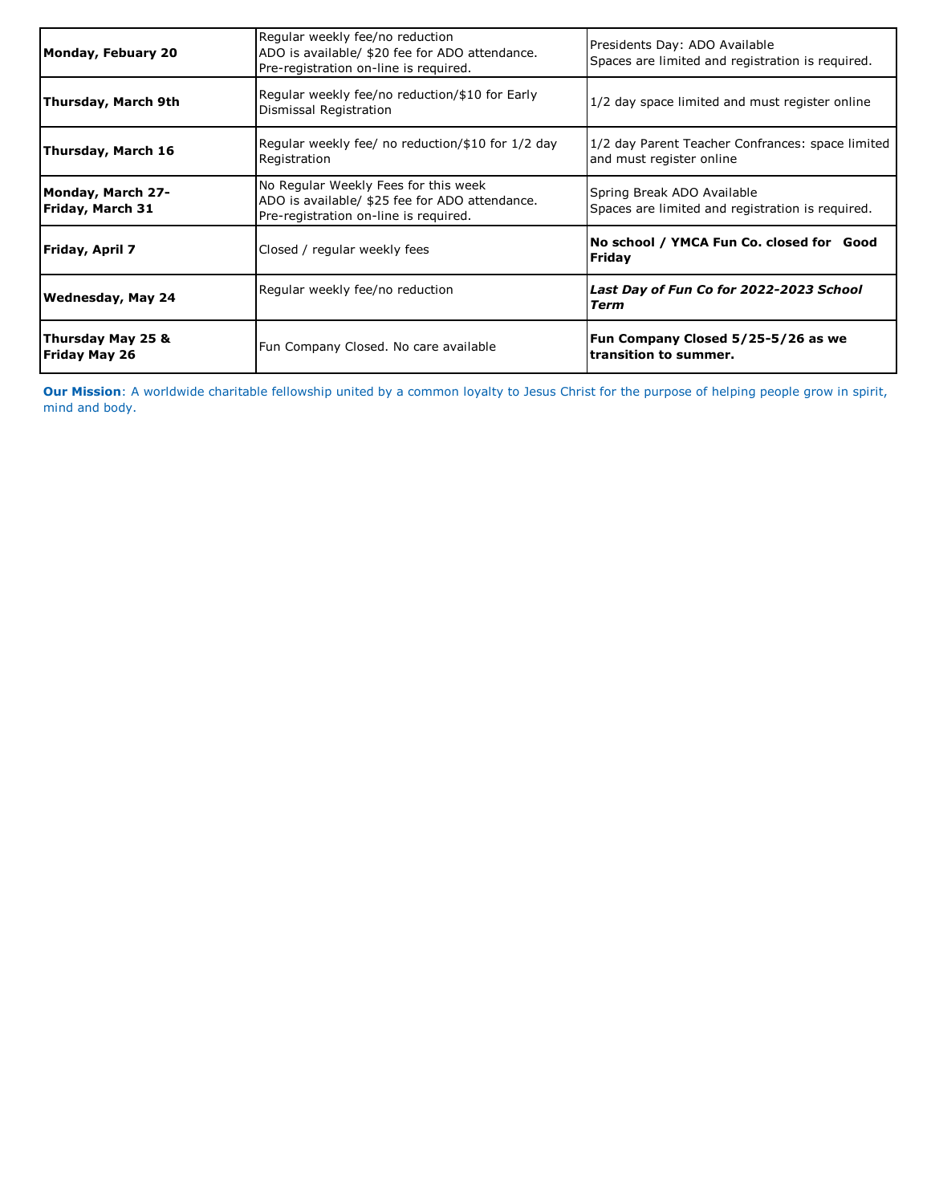| | | |
|---|---|---|
| **Monday, Febuary 20** | Regular weekly fee/no reduction<br>ADO is available/ $20 fee for ADO attendance.<br>Pre-registration on-line is required. | Presidents Day: ADO Available<br>Spaces are limited and registration is required. |
| **Thursday, March 9th** | Regular weekly fee/no reduction/$10 for Early Dismissal Registration | 1/2 day space limited and must register online |
| **Thursday, March 16** | Regular weekly fee/ no reduction/$10 for 1/2 day Registration | 1/2 day Parent Teacher Confrances: space limited and must register online |
| **Monday, March 27- Friday, March 31** | No Regular Weekly Fees for this week<br>ADO is available/ $25 fee for ADO attendance.<br>Pre-registration on-line is required. | Spring Break ADO Available<br>Spaces are limited and registration is required. |
| **Friday, April 7** | Closed / regular weekly fees | **No school / YMCA Fun Co. closed for Good Friday** |
| **Wednesday, May 24** | Regular weekly fee/no reduction | ***Last Day of Fun Co for 2022-2023 School Term*** |
| **Thursday May 25 & Friday May 26** | Fun Company Closed. No care available | **Fun Company Closed 5/25-5/26 as we transition to summer.** |

**Our Mission**: A worldwide charitable fellowship united by a common loyalty to Jesus Christ for the purpose of helping people grow in spirit, mind and body.